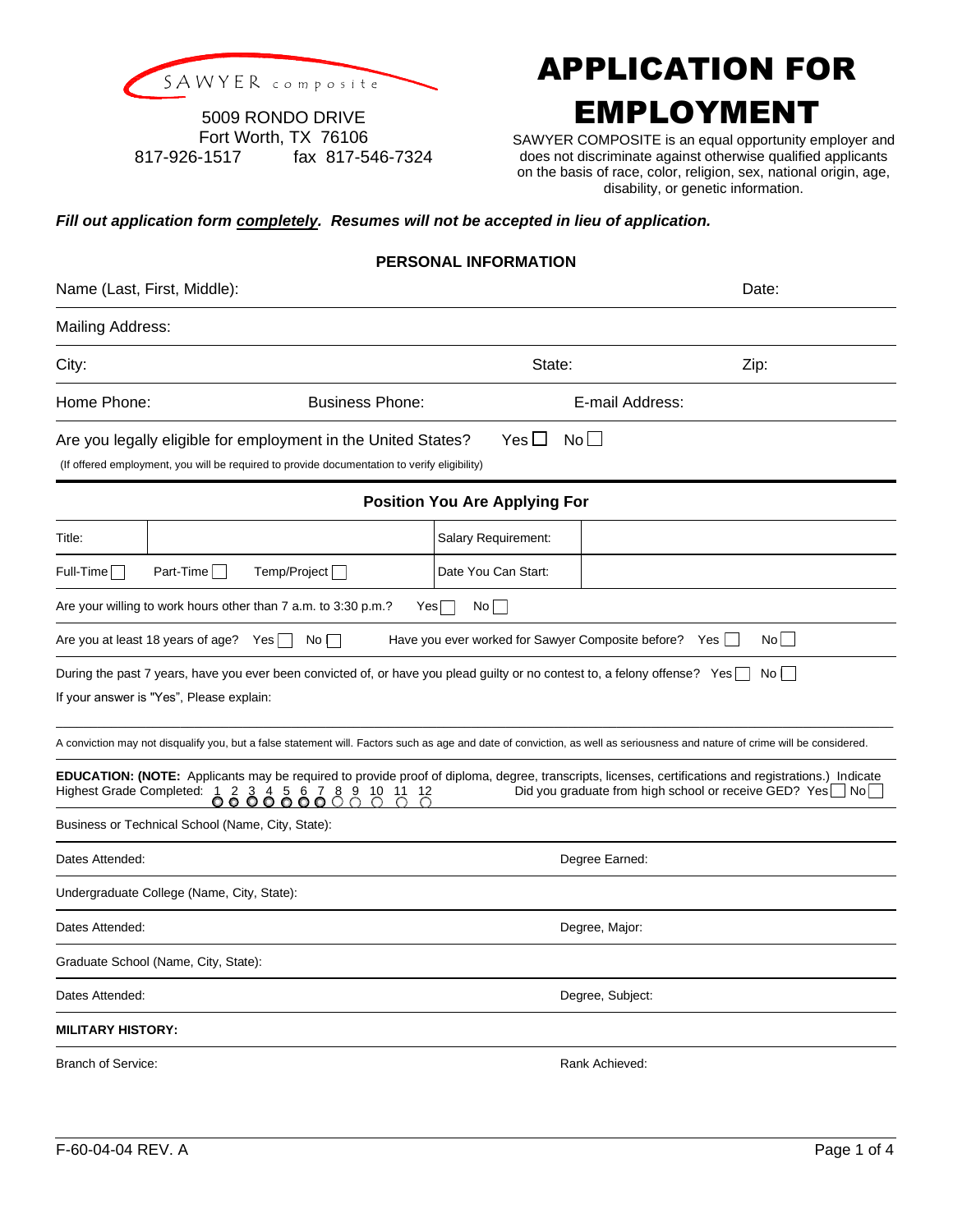SAWYER composite

5009 RONDO DRIVE
Fort Worth, TX 76106
817-926-1517 fax 817-546-7324

# APPLICATION FOR EMPLOYMENT

SAWYER COMPOSITE is an equal opportunity employer and does not discriminate against otherwise qualified applicants on the basis of race, color, religion, sex, national origin, age, disability, or genetic information.

***Fill out application form <u>completely</u>. Resumes will not be accepted in lieu of application.***

## PERSONAL INFORMATION

Name (Last, First, Middle): Date:

Mailing Address:

City: State: Zip:

Home Phone: Business Phone: E-mail Address:

Are you legally eligible for employment in the United States? Yes ☐ No ☐

(If offered employment, you will be required to provide documentation to verify eligibility)

## Position You Are Applying For

| Title: | | Salary Requirement: | |
|---|---|---|---|
| Full-Time ☐ Part-Time ☐ Temp/Project ☐ | | Date You Can Start: | |

Are your willing to work hours other than 7 a.m. to 3:30 p.m.? Yes ☐ No ☐

Are you at least 18 years of age? Yes ☐ No ☐ Have you ever worked for Sawyer Composite before? Yes ☐ No ☐

During the past 7 years, have you ever been convicted of, or have you plead guilty or no contest to, a felony offense? Yes ☐ No ☐

If your answer is "Yes", Please explain:

A conviction may not disqualify you, but a false statement will. Factors such as age and date of conviction, as well as seriousness and nature of crime will be considered.

**EDUCATION: (NOTE:** Applicants may be required to provide proof of diploma, degree, transcripts, licenses, certifications and registrations.) Indicate Highest Grade Completed: 1 2 3 4 5 6 7 8 9 10 11 12 Did you graduate from high school or receive GED? Yes ☐ No ☐

Business or Technical School (Name, City, State):

Dates Attended: Degree Earned:

Undergraduate College (Name, City, State):

Dates Attended: Degree, Major:

Graduate School (Name, City, State):

Dates Attended: Degree, Subject:

**MILITARY HISTORY:**

Branch of Service: Rank Achieved:

F-60-04-04 REV. A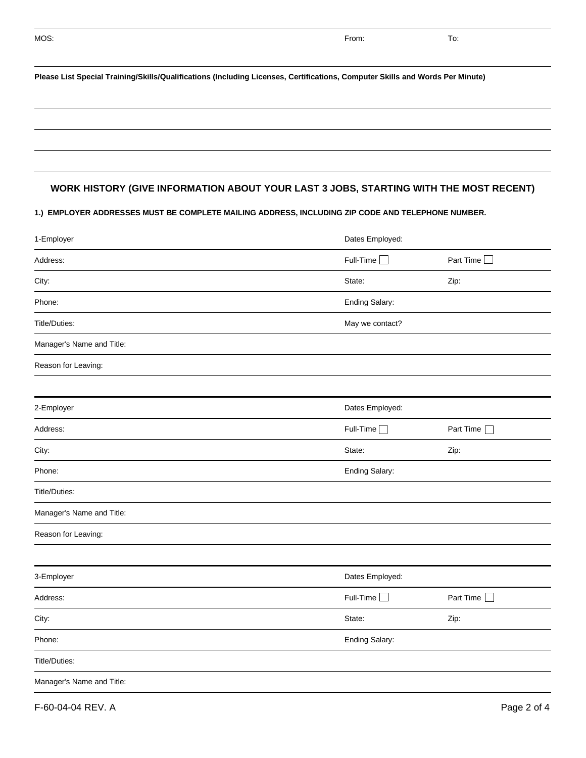MOS: From: To:

**Please List Special Training/Skills/Qualifications (Including Licenses, Certifications, Computer Skills and Words Per Minute)**

## WORK HISTORY (GIVE INFORMATION ABOUT YOUR LAST 3 JOBS, STARTING WITH THE MOST RECENT)

**1.) EMPLOYER ADDRESSES MUST BE COMPLETE MAILING ADDRESS, INCLUDING ZIP CODE AND TELEPHONE NUMBER.**

| 1-Employer | Dates Employed: | |
|---|---|---|
| Address: | Full-Time ☐ | Part Time ☐ |
| City: | State: | Zip: |
| Phone: | Ending Salary: | |
| Title/Duties: | May we contact? | |
| Manager's Name and Title: | | |
| Reason for Leaving: | | |

| 2-Employer | Dates Employed: | |
|---|---|---|
| Address: | Full-Time ☐ | Part Time ☐ |
| City: | State: | Zip: |
| Phone: | Ending Salary: | |
| Title/Duties: | | |
| Manager's Name and Title: | | |
| Reason for Leaving: | | |

| 3-Employer | Dates Employed: | |
|---|---|---|
| Address: | Full-Time ☐ | Part Time ☐ |
| City: | State: | Zip: |
| Phone: | Ending Salary: | |
| Title/Duties: | | |
| Manager's Name and Title: | | |

F-60-04-04 REV. A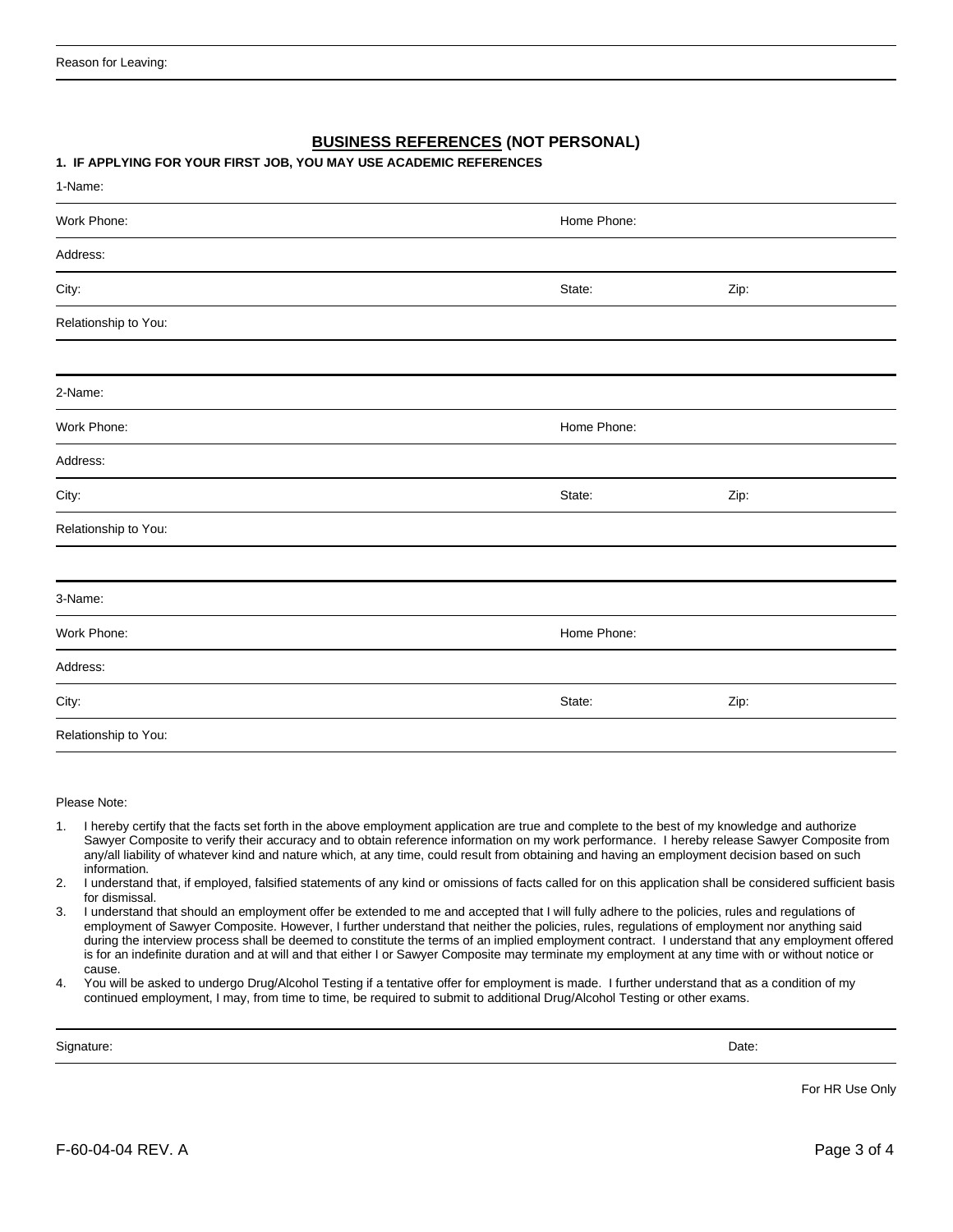Reason for Leaving:

## BUSINESS REFERENCES (NOT PERSONAL)

**1. IF APPLYING FOR YOUR FIRST JOB, YOU MAY USE ACADEMIC REFERENCES**

1-Name:

| | | |
|---|---|---|
| Work Phone: | Home Phone: | |
| Address: | | |
| City: | State: | Zip: |
| Relationship to You: | | |

2-Name:

| | | |
|---|---|---|
| Work Phone: | Home Phone: | |
| Address: | | |
| City: | State: | Zip: |
| Relationship to You: | | |

3-Name:

| | | |
|---|---|---|
| Work Phone: | Home Phone: | |
| Address: | | |
| City: | State: | Zip: |
| Relationship to You: | | |

Please Note:

1. I hereby certify that the facts set forth in the above employment application are true and complete to the best of my knowledge and authorize Sawyer Composite to verify their accuracy and to obtain reference information on my work performance. I hereby release Sawyer Composite from any/all liability of whatever kind and nature which, at any time, could result from obtaining and having an employment decision based on such information.
2. I understand that, if employed, falsified statements of any kind or omissions of facts called for on this application shall be considered sufficient basis for dismissal.
3. I understand that should an employment offer be extended to me and accepted that I will fully adhere to the policies, rules and regulations of employment of Sawyer Composite. However, I further understand that neither the policies, rules, regulations of employment nor anything said during the interview process shall be deemed to constitute the terms of an implied employment contract. I understand that any employment offered is for an indefinite duration and at will and that either I or Sawyer Composite may terminate my employment at any time with or without notice or cause.
4. You will be asked to undergo Drug/Alcohol Testing if a tentative offer for employment is made. I further understand that as a condition of my continued employment, I may, from time to time, be required to submit to additional Drug/Alcohol Testing or other exams.

Signature: Date:

For HR Use Only

F-60-04-04 REV. A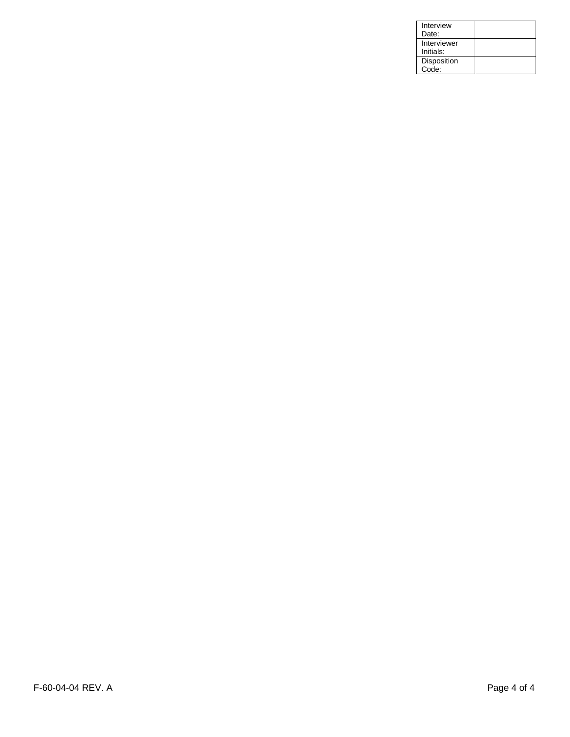| | |
|---|---|
| Interview Date: | |
| Interviewer Initials: | |
| Disposition Code: | |